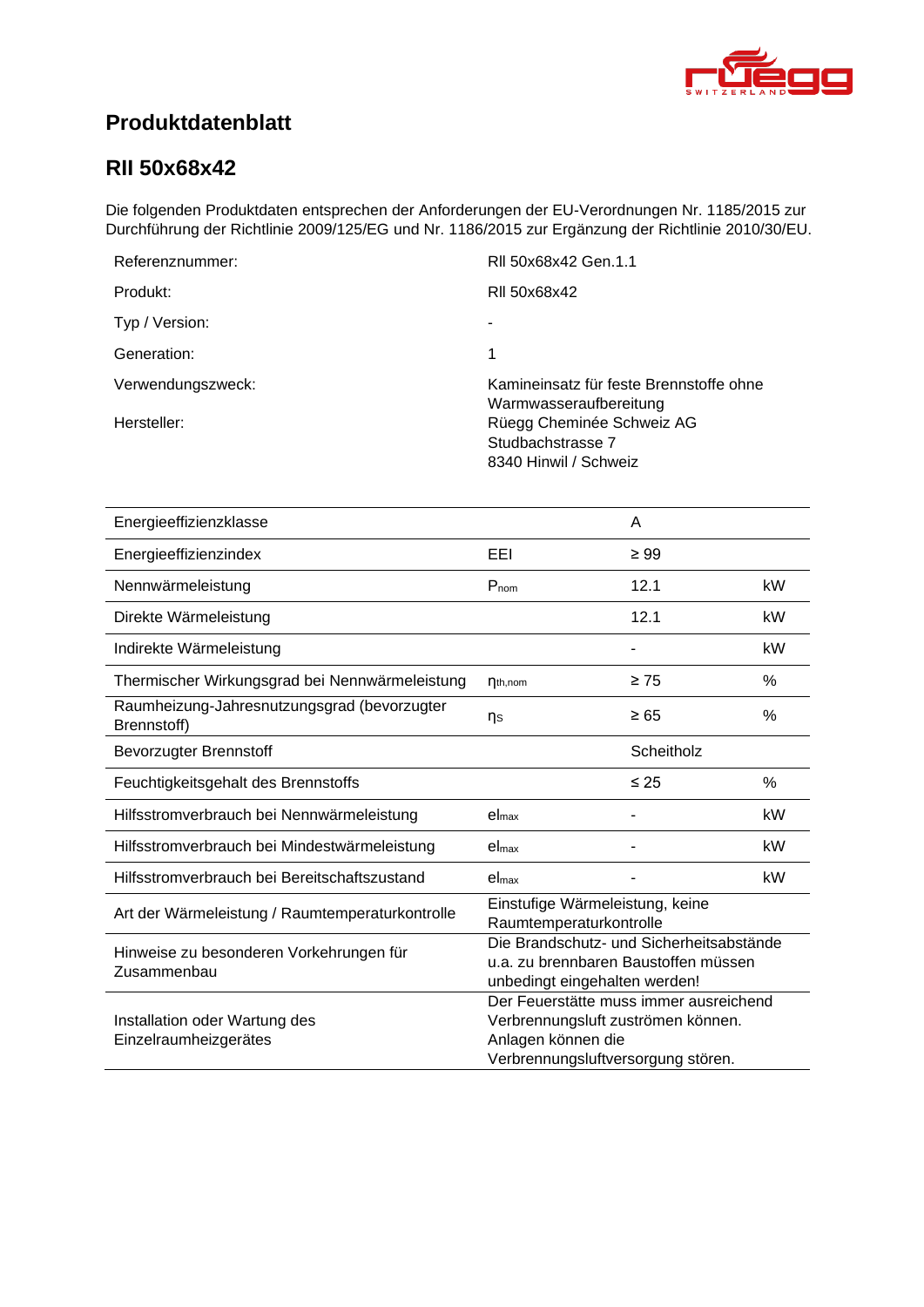# Produktdatenblatt

## RII 50x68x42

Die folgenden Produktdaten entsprechen der Anforderungen der EU-Verordnungen Nr. 1185/2015 zur Durchführung der Richtlinie 2009/125/EG und Nr. 1186/2015 zur Ergänzung der Richtlinie 2010/30/EU.

| | |
|---|---|
| Referenznummer: | RII 50x68x42 Gen.1.1 |
| Produkt: | RII 50x68x42 |
| Typ / Version: | - |
| Generation: | 1 |
| Verwendungszweck: | Kamineinsatz für feste Brennstoffe ohne Warmwasseraufbereitung |
| Hersteller: | Rüegg Cheminée Schweiz AG<br>Studbachstrasse 7<br>8340 Hinwil / Schweiz |

| | | | |
|---|---|---|---|
| Energieeffizienzklasse | | A | |
| Energieeffizienzindex | EEI | ≥ 99 | |
| Nennwärmeleistung | $P_{nom}$ | 12.1 | kW |
| Direkte Wärmeleistung | | 12.1 | kW |
| Indirekte Wärmeleistung | | - | kW |
| Thermischer Wirkungsgrad bei Nennwärmeleistung | $\eta_{th,nom}$ | ≥ 75 | % |
| Raumheizung-Jahresnutzungsgrad (bevorzugter Brennstoff) | $\eta_S$ | ≥ 65 | % |
| Bevorzugter Brennstoff | | Scheitholz | |
| Feuchtigkeitsgehalt des Brennstoffs | | ≤ 25 | % |
| Hilfsstromverbrauch bei Nennwärmeleistung | $el_{max}$ | - | kW |
| Hilfsstromverbrauch bei Mindestwärmeleistung | $el_{max}$ | - | kW |
| Hilfsstromverbrauch bei Bereitschaftszustand | $el_{max}$ | - | kW |
| Art der Wärmeleistung / Raumtemperaturkontrolle | Einstufige Wärmeleistung, keine Raumtemperaturkontrolle | | |
| Hinweise zu besonderen Vorkehrungen für Zusammenbau | Die Brandschutz- und Sicherheitsabstände u.a. zu brennbaren Baustoffen müssen unbedingt eingehalten werden! | | |
| Installation oder Wartung des Einzelraumheizgerätes | Der Feuerstätte muss immer ausreichend Verbrennungsluft zuströmen können. Anlagen können die Verbrennungsluftversorgung stören. | | |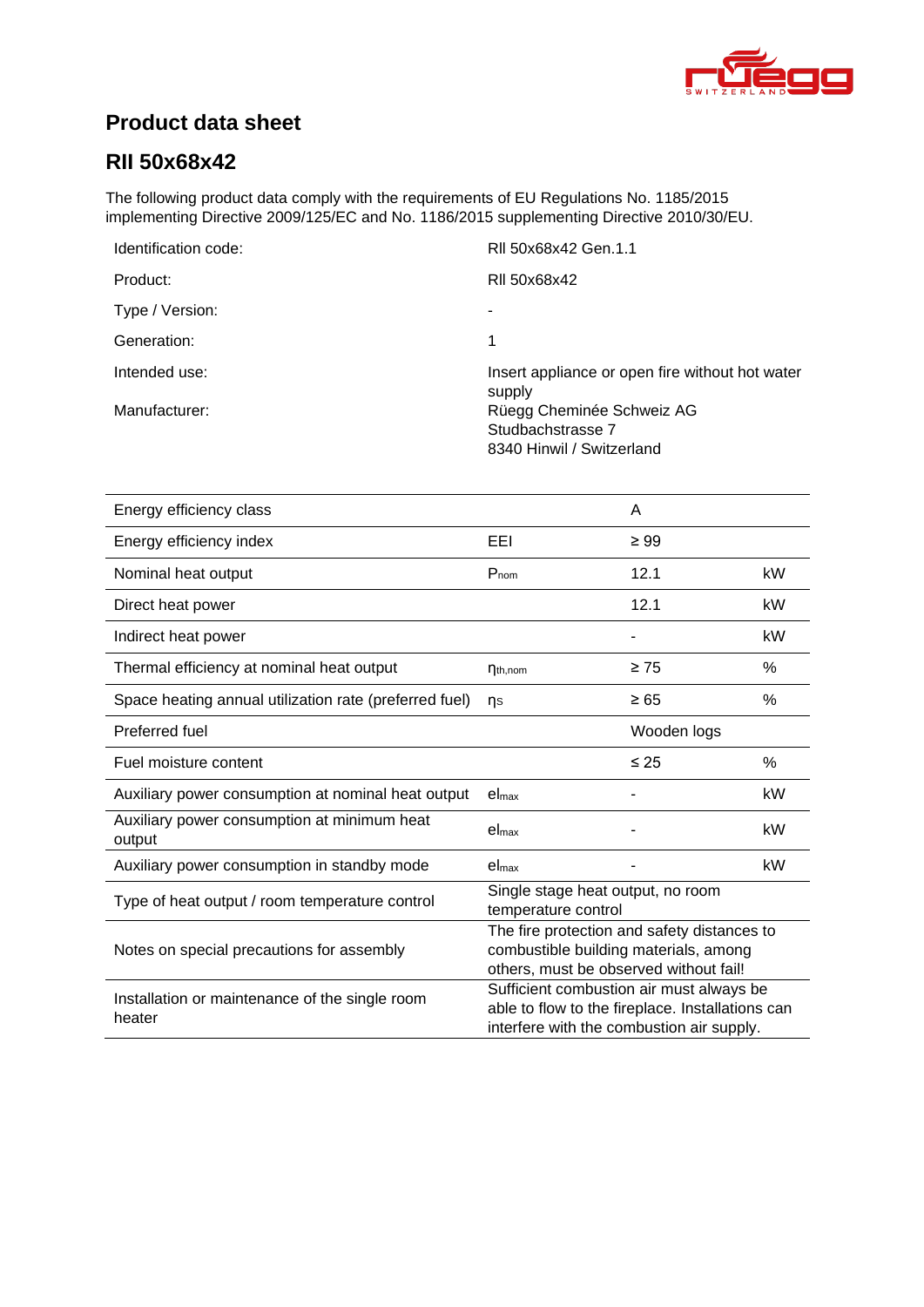# Product data sheet

## RII 50x68x42

The following product data comply with the requirements of EU Regulations No. 1185/2015 implementing Directive 2009/125/EC and No. 1186/2015 supplementing Directive 2010/30/EU.

| | |
|---|---|
| Identification code: | RII 50x68x42 Gen.1.1 |
| Product: | RII 50x68x42 |
| Type / Version: | - |
| Generation: | 1 |
| Intended use: | Insert appliance or open fire without hot water supply |
| Manufacturer: | Rüegg Cheminée Schweiz AG<br>Studbachstrasse 7<br>8340 Hinwil / Switzerland |

| | | | |
|---|---|---|---|
| Energy efficiency class | | A | |
| Energy efficiency index | EEI | ≥ 99 | |
| Nominal heat output | $P_{nom}$ | 12.1 | kW |
| Direct heat power | | 12.1 | kW |
| Indirect heat power | | - | kW |
| Thermal efficiency at nominal heat output | $\eta_{th,nom}$ | ≥ 75 | % |
| Space heating annual utilization rate (preferred fuel) | $\eta_S$ | ≥ 65 | % |
| Preferred fuel | | Wooden logs | |
| Fuel moisture content | | ≤ 25 | % |
| Auxiliary power consumption at nominal heat output | $el_{max}$ | - | kW |
| Auxiliary power consumption at minimum heat output | $el_{max}$ | - | kW |
| Auxiliary power consumption in standby mode | $el_{max}$ | - | kW |
| Type of heat output / room temperature control | Single stage heat output, no room temperature control | | |
| Notes on special precautions for assembly | The fire protection and safety distances to combustible building materials, among others, must be observed without fail! | | |
| Installation or maintenance of the single room heater | Sufficient combustion air must always be able to flow to the fireplace. Installations can interfere with the combustion air supply. | | |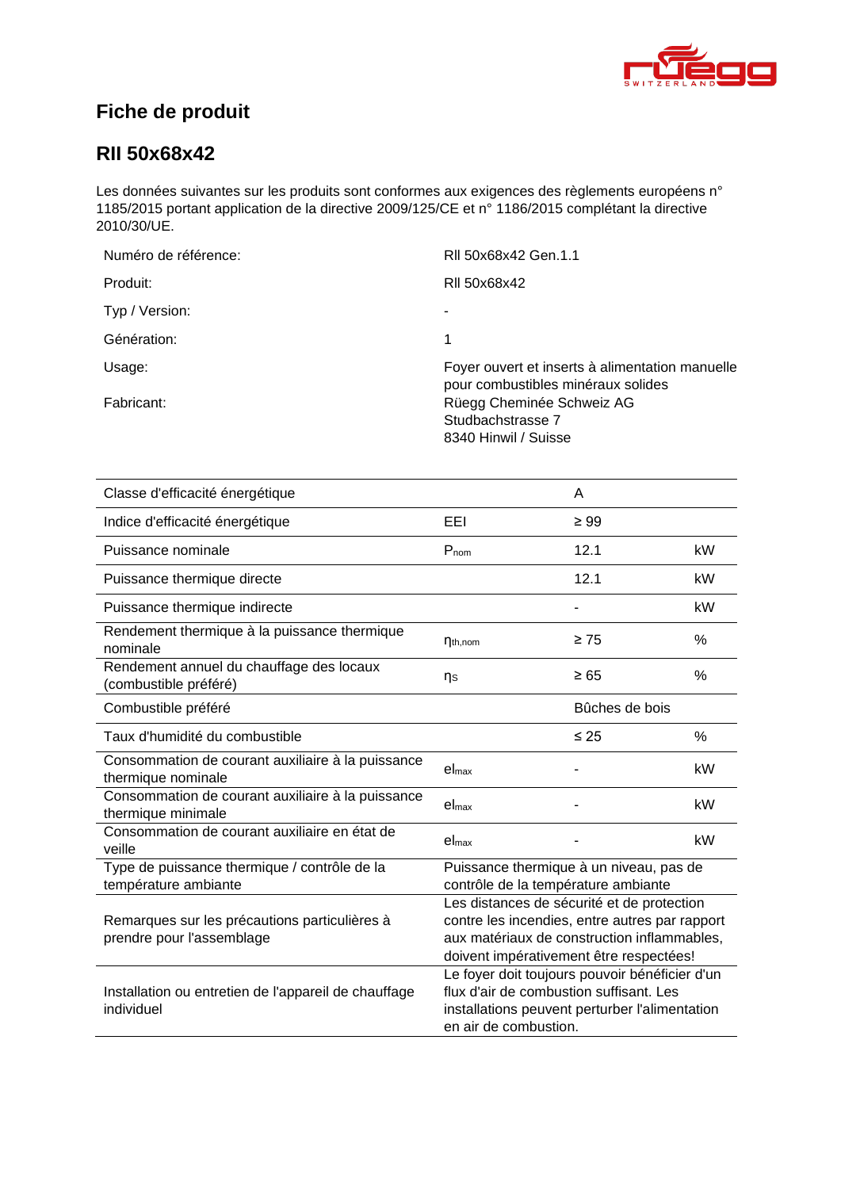# Fiche de produit

## RII 50x68x42

Les données suivantes sur les produits sont conformes aux exigences des règlements européens n° 1185/2015 portant application de la directive 2009/125/CE et n° 1186/2015 complétant la directive 2010/30/UE.

| | |
|---|---|
| Numéro de référence: | RII 50x68x42 Gen.1.1 |
| Produit: | RII 50x68x42 |
| Typ / Version: | - |
| Génération: | 1 |
| Usage: | Foyer ouvert et inserts à alimentation manuelle pour combustibles minéraux solides |
| Fabricant: | Rüegg Cheminée Schweiz AG<br>Studbachstrasse 7<br>8340 Hinwil / Suisse |

| | | | |
|---|---|---|---|
| Classe d'efficacité énergétique | | A | |
| Indice d'efficacité énergétique | EEI | ≥ 99 | |
| Puissance nominale | $P_{nom}$ | 12.1 | kW |
| Puissance thermique directe | | 12.1 | kW |
| Puissance thermique indirecte | | - | kW |
| Rendement thermique à la puissance thermique nominale | $\eta_{th,nom}$ | ≥ 75 | % |
| Rendement annuel du chauffage des locaux (combustible préféré) | $\eta_S$ | ≥ 65 | % |
| Combustible préféré | | Bûches de bois | |
| Taux d'humidité du combustible | | ≤ 25 | % |
| Consommation de courant auxiliaire à la puissance thermique nominale | $el_{max}$ | - | kW |
| Consommation de courant auxiliaire à la puissance thermique minimale | $el_{max}$ | - | kW |
| Consommation de courant auxiliaire en état de veille | $el_{max}$ | - | kW |
| Type de puissance thermique / contrôle de la température ambiante | Puissance thermique à un niveau, pas de contrôle de la température ambiante | | |
| Remarques sur les précautions particulières à prendre pour l'assemblage | Les distances de sécurité et de protection contre les incendies, entre autres par rapport aux matériaux de construction inflammables, doivent impérativement être respectées! | | |
| Installation ou entretien de l'appareil de chauffage individuel | Le foyer doit toujours pouvoir bénéficier d'un flux d'air de combustion suffisant. Les installations peuvent perturber l'alimentation en air de combustion. | | |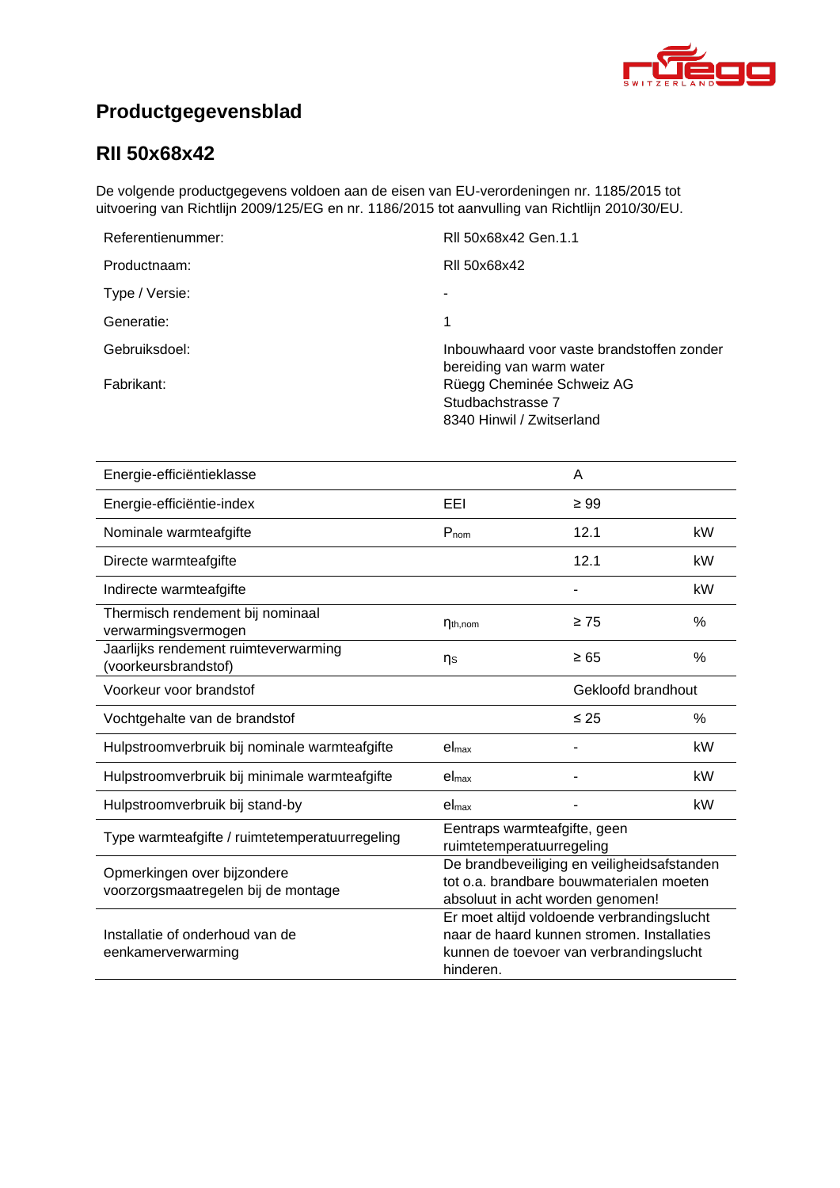# Productgegevensblad

## RII 50x68x42

De volgende productgegevens voldoen aan de eisen van EU-verordeningen nr. 1185/2015 tot uitvoering van Richtlijn 2009/125/EG en nr. 1186/2015 tot aanvulling van Richtlijn 2010/30/EU.

| | |
|---|---|
| Referentienummer: | RII 50x68x42 Gen.1.1 |
| Productnaam: | RII 50x68x42 |
| Type / Versie: | - |
| Generatie: | 1 |
| Gebruiksdoel: | Inbouwhaard voor vaste brandstoffen zonder bereiding van warm water |
| Fabrikant: | Rüegg Cheminée Schweiz AG<br>Studbachstrasse 7<br>8340 Hinwil / Zwitserland |

| | | | |
|---|---|---|---|
| Energie-efficiëntieklasse | | A | |
| Energie-efficiëntie-index | EEI | ≥ 99 | |
| Nominale warmteafgifte | $P_{nom}$ | 12.1 | kW |
| Directe warmteafgifte | | 12.1 | kW |
| Indirecte warmteafgifte | | - | kW |
| Thermisch rendement bij nominaal verwarmingsvermogen | $\eta_{th,nom}$ | ≥ 75 | % |
| Jaarlijks rendement ruimteverwarming (voorkeursbrandstof) | $\eta_S$ | ≥ 65 | % |
| Voorkeur voor brandstof | | Gekloofd brandhout | |
| Vochtgehalte van de brandstof | | ≤ 25 | % |
| Hulpstroomverbruik bij nominale warmteafgifte | $el_{max}$ | - | kW |
| Hulpstroomverbruik bij minimale warmteafgifte | $el_{max}$ | - | kW |
| Hulpstroomverbruik bij stand-by | $el_{max}$ | - | kW |
| Type warmteafgifte / ruimtetemperatuurregeling | Eentraps warmteafgifte, geen ruimtetemperatuurregeling | | |
| Opmerkingen over bijzondere voorzorgsmaatregelen bij de montage | De brandbeveiliging en veiligheidsafstanden tot o.a. brandbare bouwmaterialen moeten absoluut in acht worden genomen! | | |
| Installatie of onderhoud van de eenkamerverwarming | Er moet altijd voldoende verbrandingslucht naar de haard kunnen stromen. Installaties kunnen de toevoer van verbrandingslucht hinderen. | | |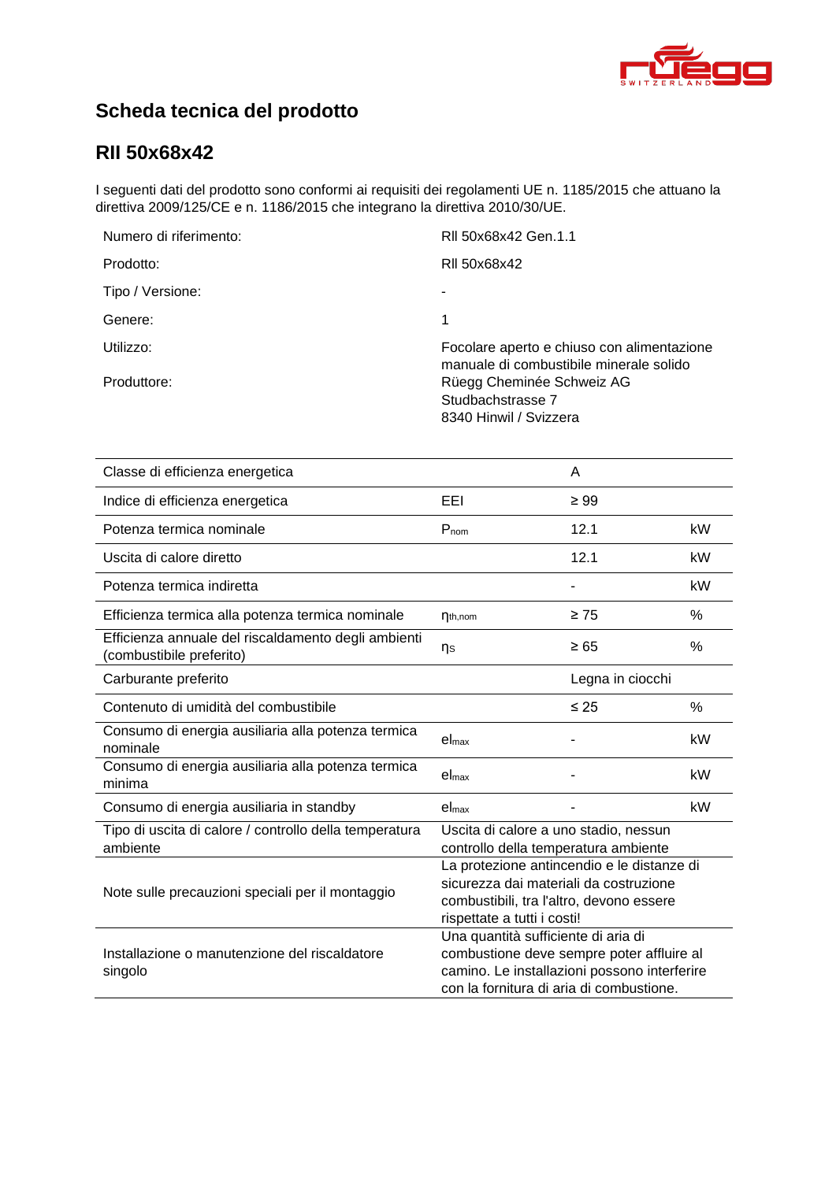# Scheda tecnica del prodotto

## RII 50x68x42

I seguenti dati del prodotto sono conformi ai requisiti dei regolamenti UE n. 1185/2015 che attuano la direttiva 2009/125/CE e n. 1186/2015 che integrano la direttiva 2010/30/UE.

| | |
|---|---|
| Numero di riferimento: | RII 50x68x42 Gen.1.1 |
| Prodotto: | RII 50x68x42 |
| Tipo / Versione: | - |
| Genere: | 1 |
| Utilizzo: | Focolare aperto e chiuso con alimentazione manuale di combustibile minerale solido |
| Produttore: | Rüegg Cheminée Schweiz AG<br>Studbachstrasse 7<br>8340 Hinwil / Svizzera |

| | | | |
|---|---|---|---|
| Classe di efficienza energetica | | A | |
| Indice di efficienza energetica | EEI | ≥ 99 | |
| Potenza termica nominale | $P_{nom}$ | 12.1 | kW |
| Uscita di calore diretto | | 12.1 | kW |
| Potenza termica indiretta | | - | kW |
| Efficienza termica alla potenza termica nominale | $\eta_{th,nom}$ | ≥ 75 | % |
| Efficienza annuale del riscaldamento degli ambienti (combustibile preferito) | $\eta_S$ | ≥ 65 | % |
| Carburante preferito | | Legna in ciocchi | |
| Contenuto di umidità del combustibile | | ≤ 25 | % |
| Consumo di energia ausiliaria alla potenza termica nominale | $el_{max}$ | - | kW |
| Consumo di energia ausiliaria alla potenza termica minima | $el_{max}$ | - | kW |
| Consumo di energia ausiliaria in standby | $el_{max}$ | - | kW |
| Tipo di uscita di calore / controllo della temperatura ambiente | Uscita di calore a uno stadio, nessun controllo della temperatura ambiente | | |
| Note sulle precauzioni speciali per il montaggio | La protezione antincendio e le distanze di sicurezza dai materiali da costruzione combustibili, tra l'altro, devono essere rispettate a tutti i costi! | | |
| Installazione o manutenzione del riscaldatore singolo | Una quantità sufficiente di aria di combustione deve sempre poter affluire al camino. Le installazioni possono interferire con la fornitura di aria di combustione. | | |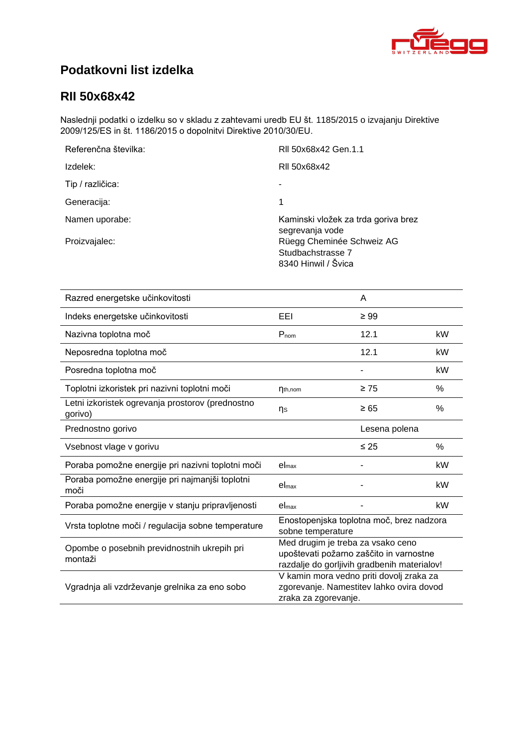## Podatkovni list izdelka

## RII 50x68x42

Naslednji podatki o izdelku so v skladu z zahtevami uredb EU št. 1185/2015 o izvajanju Direktive 2009/125/ES in št. 1186/2015 o dopolnitvi Direktive 2010/30/EU.

| | |
|---|---|
| Referenčna številka: | RII 50x68x42 Gen.1.1 |
| Izdelek: | RII 50x68x42 |
| Tip / različica: | - |
| Generacija: | 1 |
| Namen uporabe: | Kaminski vložek za trda goriva brez segrevanja vode |
| Proizvajalec: | Rüegg Cheminée Schweiz AG<br>Studbachstrasse 7<br>8340 Hinwil / Švica |

| | | | |
|---|---|---|---|
| Razred energetske učinkovitosti | | A | |
| Indeks energetske učinkovitosti | EEI | ≥ 99 | |
| Nazivna toplotna moč | $P_{nom}$ | 12.1 | kW |
| Neposredna toplotna moč | | 12.1 | kW |
| Posredna toplotna moč | | - | kW |
| Toplotni izkoristek pri nazivni toplotni moči | $\eta_{th,nom}$ | ≥ 75 | % |
| Letni izkoristek ogrevanja prostorov (prednostno gorivo) | $\eta_S$ | ≥ 65 | % |
| Prednostno gorivo | | Lesena polena | |
| Vsebnost vlage v gorivu | | ≤ 25 | % |
| Poraba pomožne energije pri nazivni toplotni moči | $el_{max}$ | - | kW |
| Poraba pomožne energije pri najmanjši toplotni moči | $el_{max}$ | - | kW |
| Poraba pomožne energije v stanju pripravljenosti | $el_{max}$ | - | kW |
| Vrsta toplotne moči / regulacija sobne temperature | Enostopenjska toplotna moč, brez nadzora sobne temperature | | |
| Opombe o posebnih previdnostnih ukrepih pri montaži | Med drugim je treba za vsako ceno upoštevati požarno zaščito in varnostne razdalje do gorljivih gradbenih materialov! | | |
| Vgradnja ali vzdrževanje grelnika za eno sobo | V kamin mora vedno priti dovolj zraka za zgorevanje. Namestitev lahko ovira dovod zraka za zgorevanje. | | |